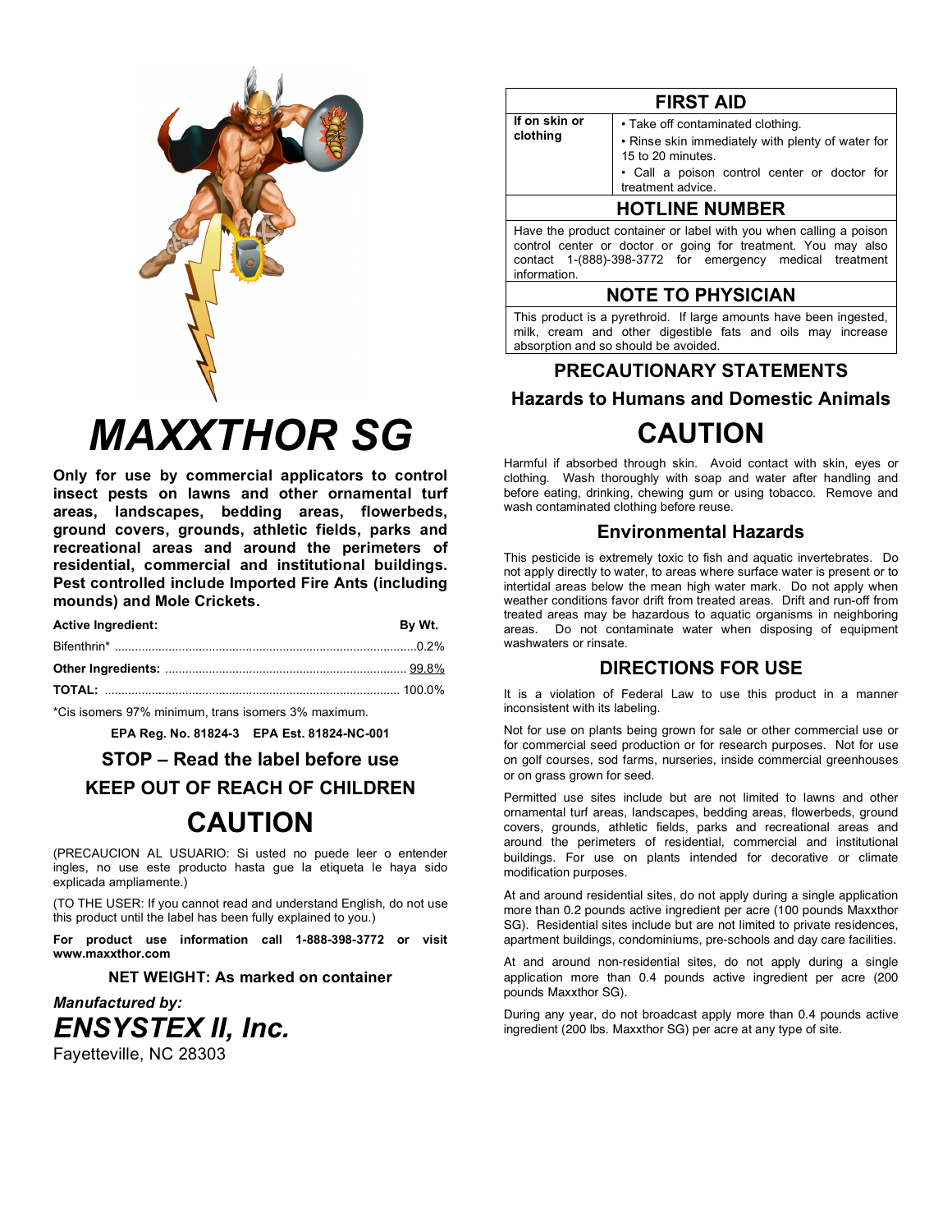# MAXXTHOR SG

**Only for use by commercial applicators to control insect pests on lawns and other ornamental turf areas, landscapes, bedding areas, flowerbeds, ground covers, grounds, athletic fields, parks and recreational areas and around the perimeters of residential, commercial and institutional buildings. Pest controlled include Imported Fire Ants (including mounds) and Mole Crickets.**

| **Active Ingredient:** | **By Wt.** |
|---|---|
| Bifenthrin* | 0.2% |
| **Other Ingredients:** | 99.8% |
| **TOTAL:** | 100.0% |

*Cis isomers 97% minimum, trans isomers 3% maximum.

**EPA Reg. No. 81824-3 EPA Est. 81824-NC-001**

## STOP – Read the label before use

## KEEP OUT OF REACH OF CHILDREN

## CAUTION

(PRECAUCION AL USUARIO: Si usted no puede leer o entender ingles, no use este producto hasta gue la etiqueta le haya sido explicada ampliamente.)

(TO THE USER: If you cannot read and understand English, do not use this product until the label has been fully explained to you.)

**For product use information call 1-888-398-3772 or visit www.maxxthor.com**

**NET WEIGHT: As marked on container**

***Manufactured by:***

***ENSYSTEX II, Inc.***

Fayetteville, NC 28303

## FIRST AID

| | |
|---|---|
| **If on skin or clothing** | • Take off contaminated clothing.<br>• Rinse skin immediately with plenty of water for 15 to 20 minutes.<br>• Call a poison control center or doctor for treatment advice. |

## HOTLINE NUMBER

Have the product container or label with you when calling a poison control center or doctor or going for treatment. You may also contact 1-(888)-398-3772 for emergency medical treatment information.

## NOTE TO PHYSICIAN

This product is a pyrethroid. If large amounts have been ingested, milk, cream and other digestible fats and oils may increase absorption and so should be avoided.

## PRECAUTIONARY STATEMENTS

### Hazards to Humans and Domestic Animals

## CAUTION

Harmful if absorbed through skin. Avoid contact with skin, eyes or clothing. Wash thoroughly with soap and water after handling and before eating, drinking, chewing gum or using tobacco. Remove and wash contaminated clothing before reuse.

### Environmental Hazards

This pesticide is extremely toxic to fish and aquatic invertebrates. Do not apply directly to water, to areas where surface water is present or to intertidal areas below the mean high water mark. Do not apply when weather conditions favor drift from treated areas. Drift and run-off from treated areas may be hazardous to aquatic organisms in neighboring areas. Do not contaminate water when disposing of equipment washwaters or rinsate.

## DIRECTIONS FOR USE

It is a violation of Federal Law to use this product in a manner inconsistent with its labeling.

Not for use on plants being grown for sale or other commercial use or for commercial seed production or for research purposes. Not for use on golf courses, sod farms, nurseries, inside commercial greenhouses or on grass grown for seed.

Permitted use sites include but are not limited to lawns and other ornamental turf areas, landscapes, bedding areas, flowerbeds, ground covers, grounds, athletic fields, parks and recreational areas and around the perimeters of residential, commercial and institutional buildings. For use on plants intended for decorative or climate modification purposes.

At and around residential sites, do not apply during a single application more than 0.2 pounds active ingredient per acre (100 pounds Maxxthor SG). Residential sites include but are not limited to private residences, apartment buildings, condominiums, pre-schools and day care facilities.

At and around non-residential sites, do not apply during a single application more than 0.4 pounds active ingredient per acre (200 pounds Maxxthor SG).

During any year, do not broadcast apply more than 0.4 pounds active ingredient (200 lbs. Maxxthor SG) per acre at any type of site.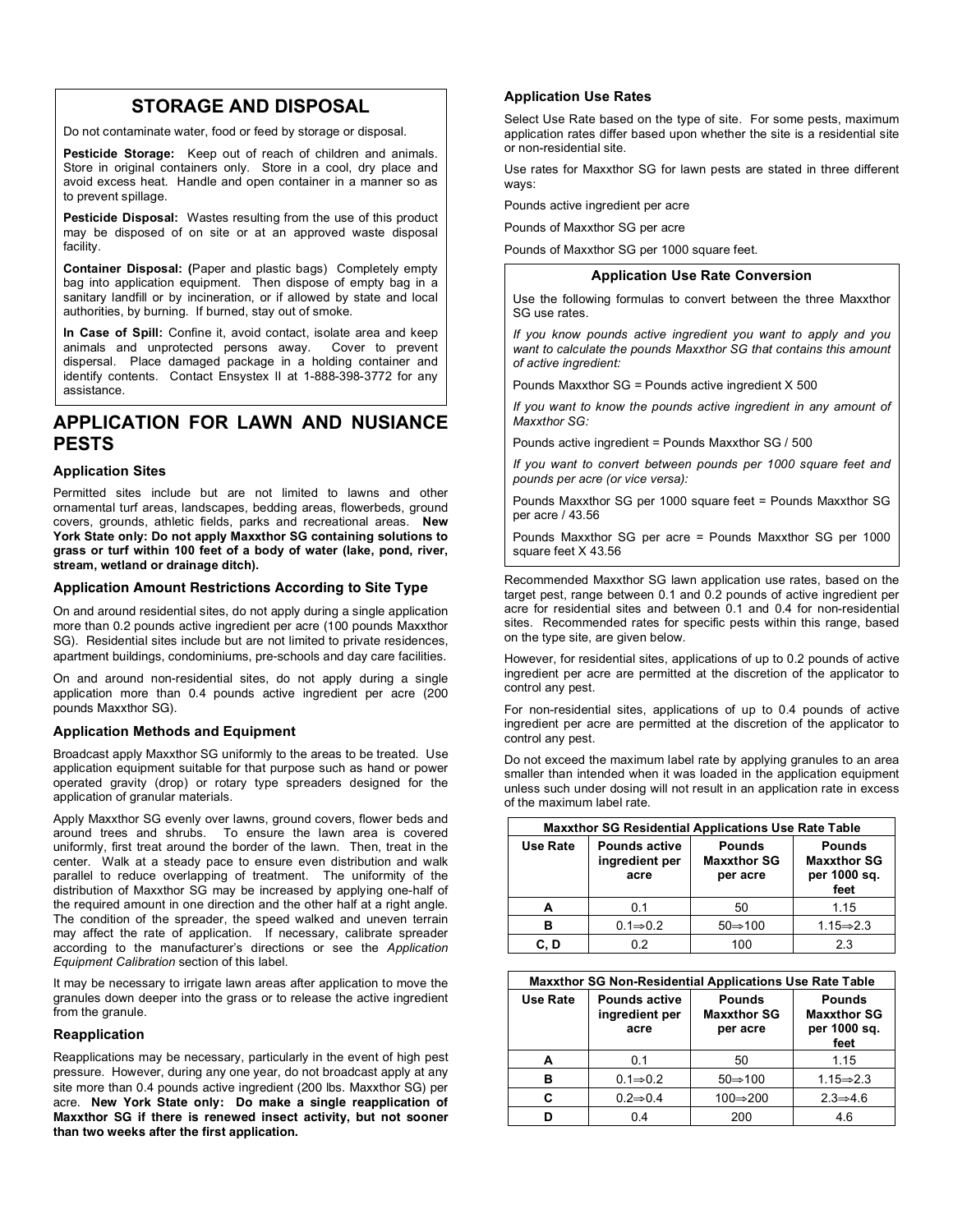## STORAGE AND DISPOSAL

Do not contaminate water, food or feed by storage or disposal.

**Pesticide Storage:** Keep out of reach of children and animals. Store in original containers only. Store in a cool, dry place and avoid excess heat. Handle and open container in a manner so as to prevent spillage.

**Pesticide Disposal:** Wastes resulting from the use of this product may be disposed of on site or at an approved waste disposal facility.

**Container Disposal: (**Paper and plastic bags) Completely empty bag into application equipment. Then dispose of empty bag in a sanitary landfill or by incineration, or if allowed by state and local authorities, by burning. If burned, stay out of smoke.

**In Case of Spill:** Confine it, avoid contact, isolate area and keep animals and unprotected persons away. Cover to prevent dispersal. Place damaged package in a holding container and identify contents. Contact Ensystex II at 1-888-398-3772 for any assistance.

# APPLICATION FOR LAWN AND NUSIANCE PESTS

### Application Sites

Permitted sites include but are not limited to lawns and other ornamental turf areas, landscapes, bedding areas, flowerbeds, ground covers, grounds, athletic fields, parks and recreational areas. **New York State only: Do not apply Maxxthor SG containing solutions to grass or turf within 100 feet of a body of water (lake, pond, river, stream, wetland or drainage ditch).**

### Application Amount Restrictions According to Site Type

On and around residential sites, do not apply during a single application more than 0.2 pounds active ingredient per acre (100 pounds Maxxthor SG). Residential sites include but are not limited to private residences, apartment buildings, condominiums, pre-schools and day care facilities.

On and around non-residential sites, do not apply during a single application more than 0.4 pounds active ingredient per acre (200 pounds Maxxthor SG).

### Application Methods and Equipment

Broadcast apply Maxxthor SG uniformly to the areas to be treated. Use application equipment suitable for that purpose such as hand or power operated gravity (drop) or rotary type spreaders designed for the application of granular materials.

Apply Maxxthor SG evenly over lawns, ground covers, flower beds and around trees and shrubs. To ensure the lawn area is covered uniformly, first treat around the border of the lawn. Then, treat in the center. Walk at a steady pace to ensure even distribution and walk parallel to reduce overlapping of treatment. The uniformity of the distribution of Maxxthor SG may be increased by applying one-half of the required amount in one direction and the other half at a right angle. The condition of the spreader, the speed walked and uneven terrain may affect the rate of application. If necessary, calibrate spreader according to the manufacturer's directions or see the *Application Equipment Calibration* section of this label.

It may be necessary to irrigate lawn areas after application to move the granules down deeper into the grass or to release the active ingredient from the granule.

### Reapplication

Reapplications may be necessary, particularly in the event of high pest pressure. However, during any one year, do not broadcast apply at any site more than 0.4 pounds active ingredient (200 lbs. Maxxthor SG) per acre. **New York State only: Do make a single reapplication of Maxxthor SG if there is renewed insect activity, but not sooner than two weeks after the first application.**

### Application Use Rates

Select Use Rate based on the type of site. For some pests, maximum application rates differ based upon whether the site is a residential site or non-residential site.

Use rates for Maxxthor SG for lawn pests are stated in three different ways:

Pounds active ingredient per acre

Pounds of Maxxthor SG per acre

Pounds of Maxxthor SG per 1000 square feet.

**Application Use Rate Conversion**

Use the following formulas to convert between the three Maxxthor SG use rates.

*If you know pounds active ingredient you want to apply and you want to calculate the pounds Maxxthor SG that contains this amount of active ingredient:*

Pounds Maxxthor SG = Pounds active ingredient X 500

*If you want to know the pounds active ingredient in any amount of Maxxthor SG:*

Pounds active ingredient = Pounds Maxxthor SG / 500

*If you want to convert between pounds per 1000 square feet and pounds per acre (or vice versa):*

Pounds Maxxthor SG per 1000 square feet = Pounds Maxxthor SG per acre / 43.56

Pounds Maxxthor SG per acre = Pounds Maxxthor SG per 1000 square feet X 43.56

Recommended Maxxthor SG lawn application use rates, based on the target pest, range between 0.1 and 0.2 pounds of active ingredient per acre for residential sites and between 0.1 and 0.4 for non-residential sites. Recommended rates for specific pests within this range, based on the type site, are given below.

However, for residential sites, applications of up to 0.2 pounds of active ingredient per acre are permitted at the discretion of the applicator to control any pest.

For non-residential sites, applications of up to 0.4 pounds of active ingredient per acre are permitted at the discretion of the applicator to control any pest.

Do not exceed the maximum label rate by applying granules to an area smaller than intended when it was loaded in the application equipment unless such under dosing will not result in an application rate in excess of the maximum label rate.

**Maxxthor SG Residential Applications Use Rate Table**

| Use Rate | Pounds active ingredient per acre | Pounds Maxxthor SG per acre | Pounds Maxxthor SG per 1000 sq. feet |
|---|---|---|---|
| A | 0.1 | 50 | 1.15 |
| B | 0.1⇒0.2 | 50⇒100 | 1.15⇒2.3 |
| C, D | 0.2 | 100 | 2.3 |

**Maxxthor SG Non-Residential Applications Use Rate Table**

| Use Rate | Pounds active ingredient per acre | Pounds Maxxthor SG per acre | Pounds Maxxthor SG per 1000 sq. feet |
|---|---|---|---|
| A | 0.1 | 50 | 1.15 |
| B | 0.1⇒0.2 | 50⇒100 | 1.15⇒2.3 |
| C | 0.2⇒0.4 | 100⇒200 | 2.3⇒4.6 |
| D | 0.4 | 200 | 4.6 |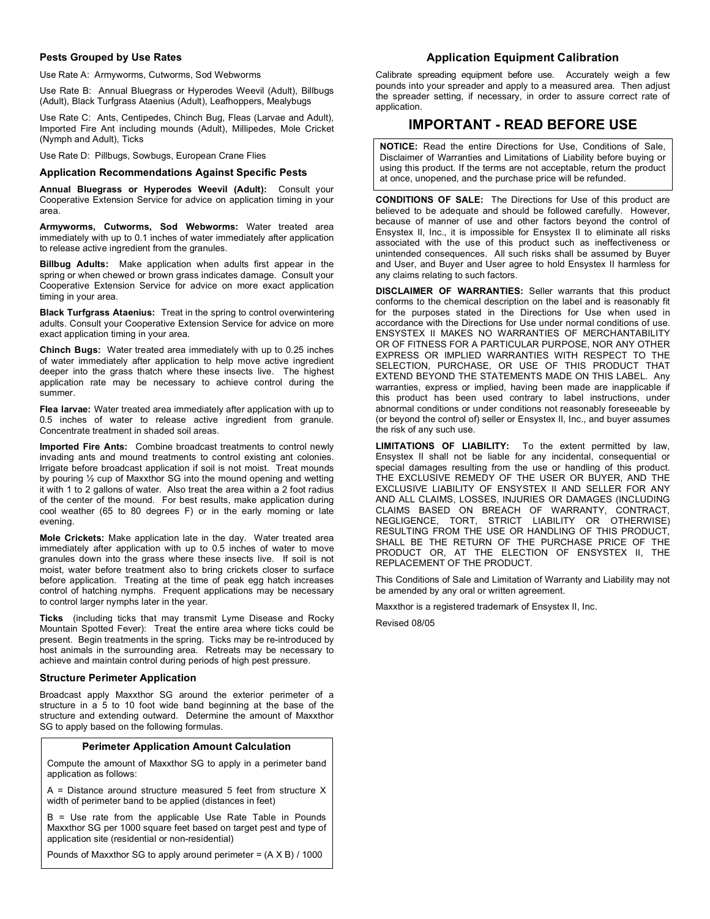### Pests Grouped by Use Rates

Use Rate A: Armyworms, Cutworms, Sod Webworms

Use Rate B: Annual Bluegrass or Hyperodes Weevil (Adult), Billbugs (Adult), Black Turfgrass Ataenius (Adult), Leafhoppers, Mealybugs

Use Rate C: Ants, Centipedes, Chinch Bug, Fleas (Larvae and Adult), Imported Fire Ant including mounds (Adult), Millipedes, Mole Cricket (Nymph and Adult), Ticks

Use Rate D: Pillbugs, Sowbugs, European Crane Flies

### Application Recommendations Against Specific Pests

**Annual Bluegrass or Hyperodes Weevil (Adult):** Consult your Cooperative Extension Service for advice on application timing in your area.

**Armyworms, Cutworms, Sod Webworms:** Water treated area immediately with up to 0.1 inches of water immediately after application to release active ingredient from the granules.

**Billbug Adults:** Make application when adults first appear in the spring or when chewed or brown grass indicates damage. Consult your Cooperative Extension Service for advice on more exact application timing in your area.

**Black Turfgrass Ataenius:** Treat in the spring to control overwintering adults. Consult your Cooperative Extension Service for advice on more exact application timing in your area.

**Chinch Bugs:** Water treated area immediately with up to 0.25 inches of water immediately after application to help move active ingredient deeper into the grass thatch where these insects live. The highest application rate may be necessary to achieve control during the summer.

**Flea larvae:** Water treated area immediately after application with up to 0.5 inches of water to release active ingredient from granule. Concentrate treatment in shaded soil areas.

**Imported Fire Ants:** Combine broadcast treatments to control newly invading ants and mound treatments to control existing ant colonies. Irrigate before broadcast application if soil is not moist. Treat mounds by pouring ½ cup of Maxxthor SG into the mound opening and wetting it with 1 to 2 gallons of water. Also treat the area within a 2 foot radius of the center of the mound. For best results, make application during cool weather (65 to 80 degrees F) or in the early morning or late evening.

**Mole Crickets:** Make application late in the day. Water treated area immediately after application with up to 0.5 inches of water to move granules down into the grass where these insects live. If soil is not moist, water before treatment also to bring crickets closer to surface before application. Treating at the time of peak egg hatch increases control of hatching nymphs. Frequent applications may be necessary to control larger nymphs later in the year.

**Ticks** (including ticks that may transmit Lyme Disease and Rocky Mountain Spotted Fever): Treat the entire area where ticks could be present. Begin treatments in the spring. Ticks may be re-introduced by host animals in the surrounding area. Retreats may be necessary to achieve and maintain control during periods of high pest pressure.

### Structure Perimeter Application

Broadcast apply Maxxthor SG around the exterior perimeter of a structure in a 5 to 10 foot wide band beginning at the base of the structure and extending outward. Determine the amount of Maxxthor SG to apply based on the following formulas.

#### Perimeter Application Amount Calculation

Compute the amount of Maxxthor SG to apply in a perimeter band application as follows:

A = Distance around structure measured 5 feet from structure X width of perimeter band to be applied (distances in feet)

B = Use rate from the applicable Use Rate Table in Pounds Maxxthor SG per 1000 square feet based on target pest and type of application site (residential or non-residential)

Pounds of Maxxthor SG to apply around perimeter = (A X B) / 1000

### Application Equipment Calibration

Calibrate spreading equipment before use. Accurately weigh a few pounds into your spreader and apply to a measured area. Then adjust the spreader setting, if necessary, in order to assure correct rate of application.

## IMPORTANT - READ BEFORE USE

**NOTICE:** Read the entire Directions for Use, Conditions of Sale, Disclaimer of Warranties and Limitations of Liability before buying or using this product. If the terms are not acceptable, return the product at once, unopened, and the purchase price will be refunded.

**CONDITIONS OF SALE:** The Directions for Use of this product are believed to be adequate and should be followed carefully. However, because of manner of use and other factors beyond the control of Ensystex II, Inc., it is impossible for Ensystex II to eliminate all risks associated with the use of this product such as ineffectiveness or unintended consequences. All such risks shall be assumed by Buyer and User, and Buyer and User agree to hold Ensystex II harmless for any claims relating to such factors.

**DISCLAIMER OF WARRANTIES:** Seller warrants that this product conforms to the chemical description on the label and is reasonably fit for the purposes stated in the Directions for Use when used in accordance with the Directions for Use under normal conditions of use. ENSYSTEX II MAKES NO WARRANTIES OF MERCHANTABILITY OR OF FITNESS FOR A PARTICULAR PURPOSE, NOR ANY OTHER EXPRESS OR IMPLIED WARRANTIES WITH RESPECT TO THE SELECTION, PURCHASE, OR USE OF THIS PRODUCT THAT EXTEND BEYOND THE STATEMENTS MADE ON THIS LABEL. Any warranties, express or implied, having been made are inapplicable if this product has been used contrary to label instructions, under abnormal conditions or under conditions not reasonably foreseeable by (or beyond the control of) seller or Ensystex II, Inc., and buyer assumes the risk of any such use.

**LIMITATIONS OF LIABILITY:** To the extent permitted by law, Ensystex II shall not be liable for any incidental, consequential or special damages resulting from the use or handling of this product. THE EXCLUSIVE REMEDY OF THE USER OR BUYER, AND THE EXCLUSIVE LIABILITY OF ENSYSTEX II AND SELLER FOR ANY AND ALL CLAIMS, LOSSES, INJURIES OR DAMAGES (INCLUDING CLAIMS BASED ON BREACH OF WARRANTY, CONTRACT, NEGLIGENCE, TORT, STRICT LIABILITY OR OTHERWISE) RESULTING FROM THE USE OR HANDLING OF THIS PRODUCT, SHALL BE THE RETURN OF THE PURCHASE PRICE OF THE PRODUCT OR, AT THE ELECTION OF ENSYSTEX II, THE REPLACEMENT OF THE PRODUCT.

This Conditions of Sale and Limitation of Warranty and Liability may not be amended by any oral or written agreement.

Maxxthor is a registered trademark of Ensystex II, Inc.

Revised 08/05